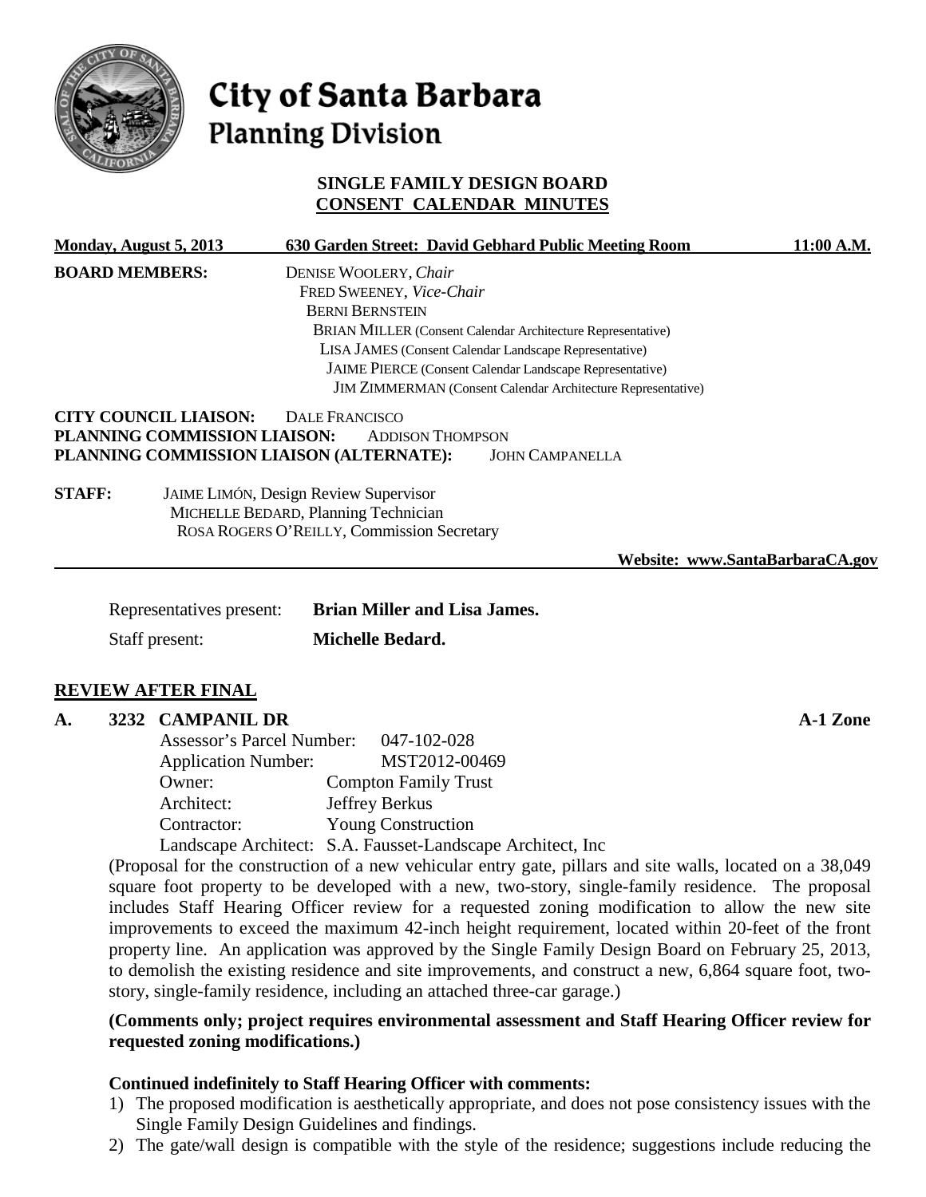# City of Santa Barbara
## Planning Division

### SINGLE FAMILY DESIGN BOARD
### CONSENT CALENDAR MINUTES

**Monday, August 5, 2013** **630 Garden Street: David Gebhard Public Meeting Room** **11:00 A.M.**

**BOARD MEMBERS:**
DENISE WOOLERY, *Chair*
FRED SWEENEY, *Vice-Chair*
BERNI BERNSTEIN
BRIAN MILLER (Consent Calendar Architecture Representative)
LISA JAMES (Consent Calendar Landscape Representative)
JAIME PIERCE (Consent Calendar Landscape Representative)
JIM ZIMMERMAN (Consent Calendar Architecture Representative)

**CITY COUNCIL LIAISON:** DALE FRANCISCO
**PLANNING COMMISSION LIAISON:** ADDISON THOMPSON
**PLANNING COMMISSION LIAISON (ALTERNATE):** JOHN CAMPANELLA

**STAFF:**
JAIME LIMÓN, Design Review Supervisor
MICHELLE BEDARD, Planning Technician
ROSA ROGERS O'REILLY, Commission Secretary

**Website: www.SantaBarbaraCA.gov**

Representatives present: **Brian Miller and Lisa James.**

Staff present: **Michelle Bedard.**

## REVIEW AFTER FINAL

**A. 3232 CAMPANIL DR** **A-1 Zone**

Assessor's Parcel Number: 047-102-028
Application Number: MST2012-00469
Owner: Compton Family Trust
Architect: Jeffrey Berkus
Contractor: Young Construction
Landscape Architect: S.A. Fausset-Landscape Architect, Inc

(Proposal for the construction of a new vehicular entry gate, pillars and site walls, located on a 38,049 square foot property to be developed with a new, two-story, single-family residence. The proposal includes Staff Hearing Officer review for a requested zoning modification to allow the new site improvements to exceed the maximum 42-inch height requirement, located within 20-feet of the front property line. An application was approved by the Single Family Design Board on February 25, 2013, to demolish the existing residence and site improvements, and construct a new, 6,864 square foot, two-story, single-family residence, including an attached three-car garage.)

**(Comments only; project requires environmental assessment and Staff Hearing Officer review for requested zoning modifications.)**

**Continued indefinitely to Staff Hearing Officer with comments:**

1) The proposed modification is aesthetically appropriate, and does not pose consistency issues with the Single Family Design Guidelines and findings.
2) The gate/wall design is compatible with the style of the residence; suggestions include reducing the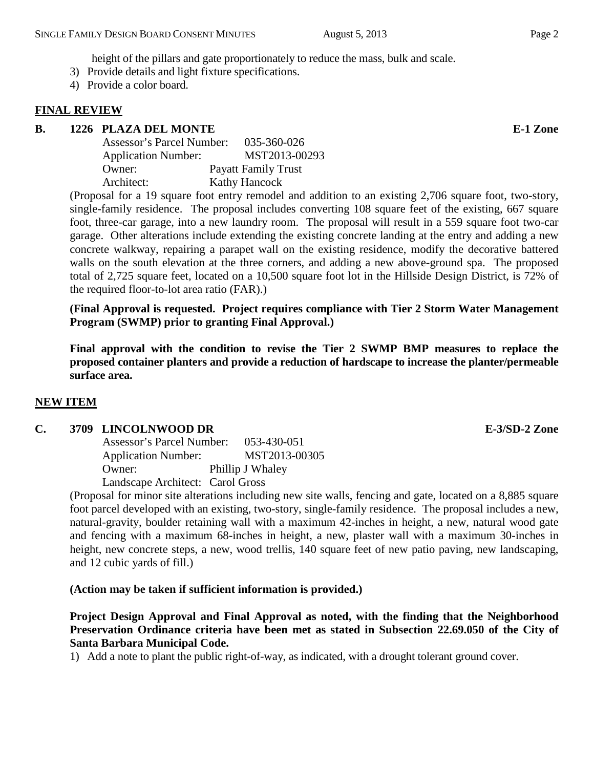height of the pillars and gate proportionately to reduce the mass, bulk and scale.

3) Provide details and light fixture specifications.
4) Provide a color board.

## FINAL REVIEW

### B. 1226 PLAZA DEL MONTE — E-1 Zone

Assessor's Parcel Number: 035-360-026
Application Number: MST2013-00293
Owner: Payatt Family Trust
Architect: Kathy Hancock

(Proposal for a 19 square foot entry remodel and addition to an existing 2,706 square foot, two-story, single-family residence. The proposal includes converting 108 square feet of the existing, 667 square foot, three-car garage, into a new laundry room. The proposal will result in a 559 square foot two-car garage. Other alterations include extending the existing concrete landing at the entry and adding a new concrete walkway, repairing a parapet wall on the existing residence, modify the decorative battered walls on the south elevation at the three corners, and adding a new above-ground spa. The proposed total of 2,725 square feet, located on a 10,500 square foot lot in the Hillside Design District, is 72% of the required floor-to-lot area ratio (FAR).)

**(Final Approval is requested. Project requires compliance with Tier 2 Storm Water Management Program (SWMP) prior to granting Final Approval.)**

**Final approval with the condition to revise the Tier 2 SWMP BMP measures to replace the proposed container planters and provide a reduction of hardscape to increase the planter/permeable surface area.**

## NEW ITEM

### C. 3709 LINCOLNWOOD DR — E-3/SD-2 Zone

Assessor's Parcel Number: 053-430-051
Application Number: MST2013-00305
Owner: Phillip J Whaley
Landscape Architect: Carol Gross

(Proposal for minor site alterations including new site walls, fencing and gate, located on a 8,885 square foot parcel developed with an existing, two-story, single-family residence. The proposal includes a new, natural-gravity, boulder retaining wall with a maximum 42-inches in height, a new, natural wood gate and fencing with a maximum 68-inches in height, a new, plaster wall with a maximum 30-inches in height, new concrete steps, a new, wood trellis, 140 square feet of new patio paving, new landscaping, and 12 cubic yards of fill.)

**(Action may be taken if sufficient information is provided.)**

**Project Design Approval and Final Approval as noted, with the finding that the Neighborhood Preservation Ordinance criteria have been met as stated in Subsection 22.69.050 of the City of Santa Barbara Municipal Code.**

1) Add a note to plant the public right-of-way, as indicated, with a drought tolerant ground cover.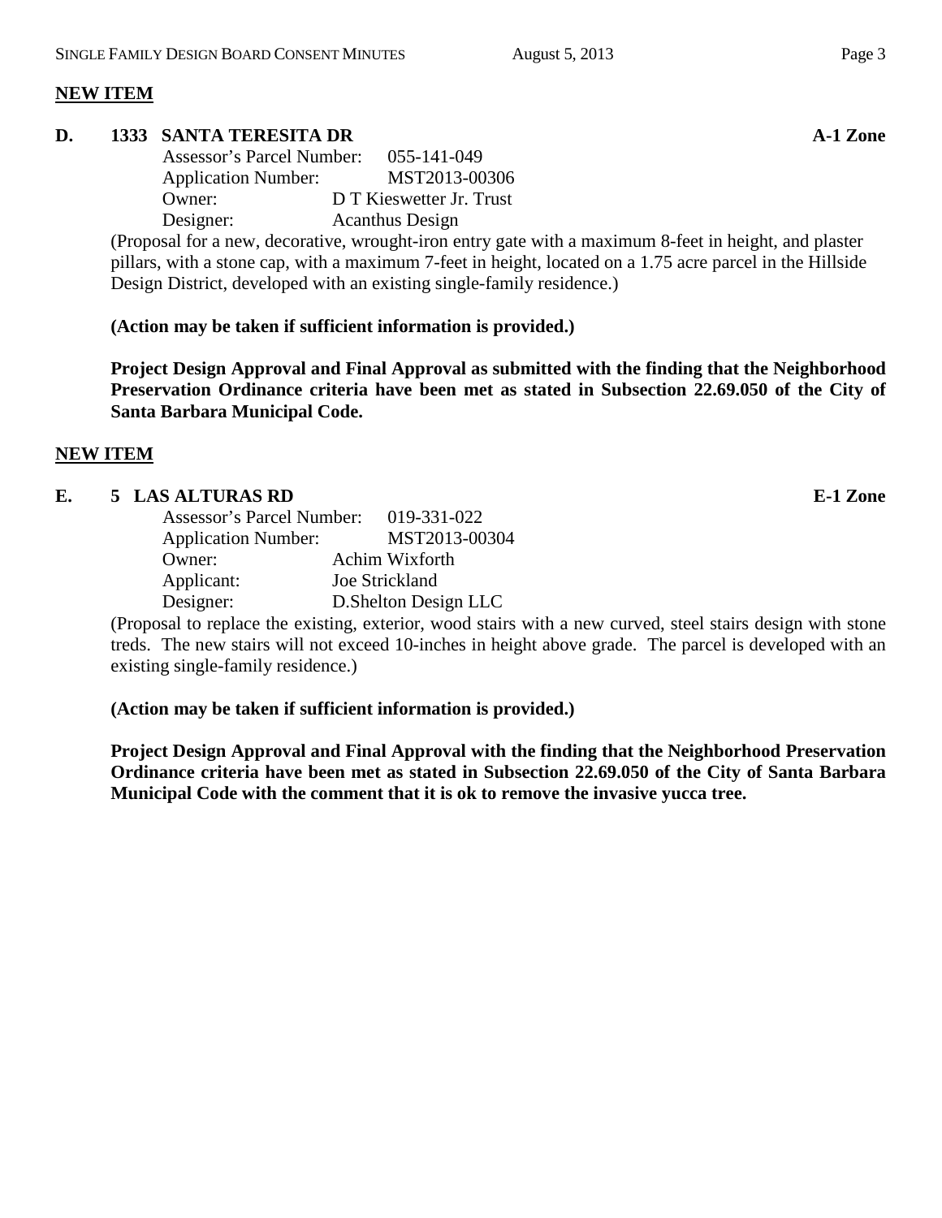**NEW ITEM**

**D. 1333 SANTA TERESITA DR** **A-1 Zone**

Assessor's Parcel Number: 055-141-049
Application Number: MST2013-00306
Owner: D T Kieswetter Jr. Trust
Designer: Acanthus Design

(Proposal for a new, decorative, wrought-iron entry gate with a maximum 8-feet in height, and plaster pillars, with a stone cap, with a maximum 7-feet in height, located on a 1.75 acre parcel in the Hillside Design District, developed with an existing single-family residence.)

**(Action may be taken if sufficient information is provided.)**

**Project Design Approval and Final Approval as submitted with the finding that the Neighborhood Preservation Ordinance criteria have been met as stated in Subsection 22.69.050 of the City of Santa Barbara Municipal Code.**

**NEW ITEM**

**E. 5 LAS ALTURAS RD** **E-1 Zone**

Assessor's Parcel Number: 019-331-022
Application Number: MST2013-00304
Owner: Achim Wixforth
Applicant: Joe Strickland
Designer: D.Shelton Design LLC

(Proposal to replace the existing, exterior, wood stairs with a new curved, steel stairs design with stone treds. The new stairs will not exceed 10-inches in height above grade. The parcel is developed with an existing single-family residence.)

**(Action may be taken if sufficient information is provided.)**

**Project Design Approval and Final Approval with the finding that the Neighborhood Preservation Ordinance criteria have been met as stated in Subsection 22.69.050 of the City of Santa Barbara Municipal Code with the comment that it is ok to remove the invasive yucca tree.**